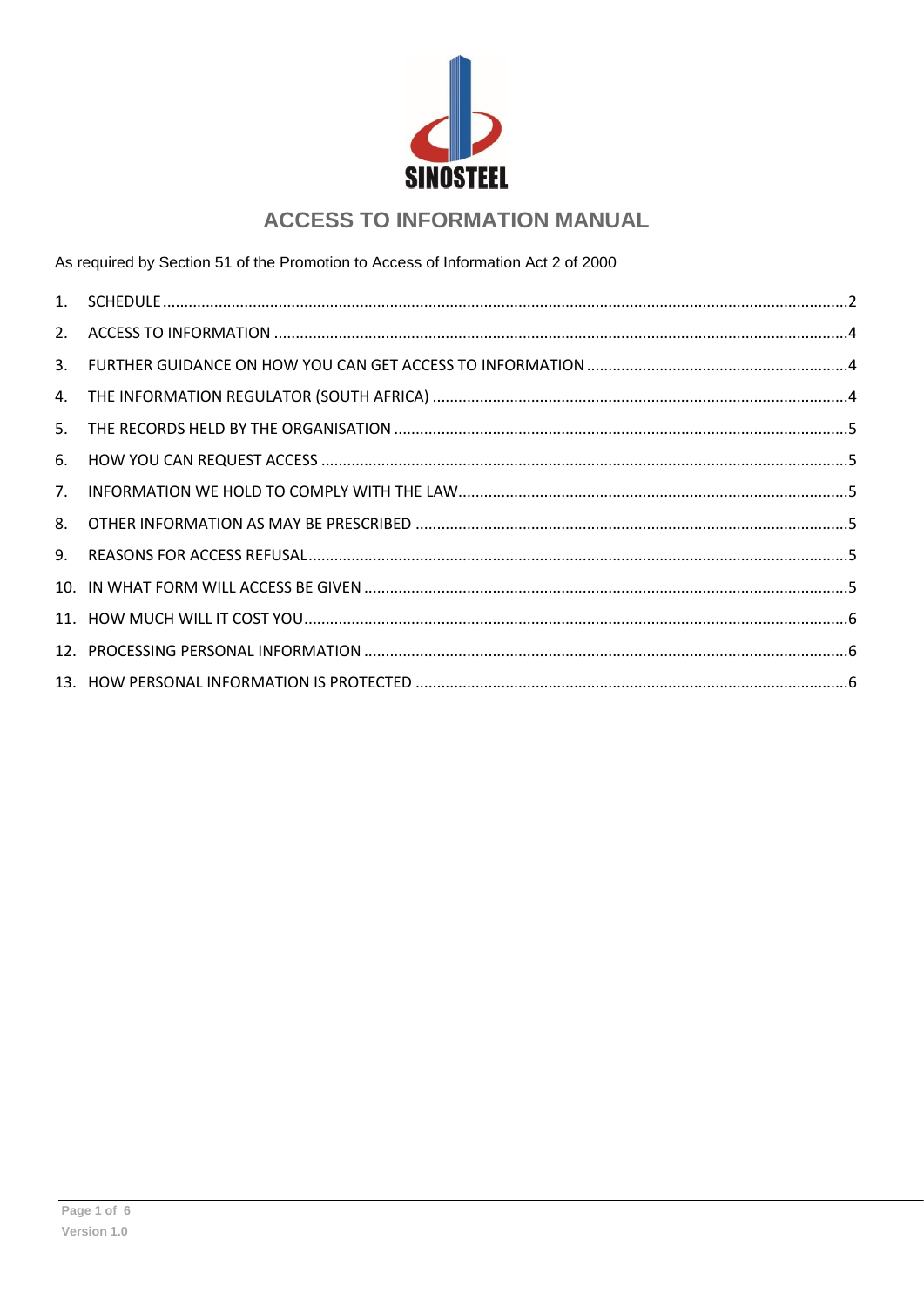SINOSTEEL

# ACCESS TO INFORMATION MANUAL

As required by Section 51 of the Promotion to Access of Information Act 2 of 2000

1. SCHEDULE ............................................................................................................................................... 2
2. ACCESS TO INFORMATION ..................................................................................................................... 4
3. FURTHER GUIDANCE ON HOW YOU CAN GET ACCESS TO INFORMATION ............................................ 4
4. THE INFORMATION REGULATOR (SOUTH AFRICA) ................................................................................ 4
5. THE RECORDS HELD BY THE ORGANISATION ......................................................................................... 5
6. HOW YOU CAN REQUEST ACCESS .......................................................................................................... 5
7. INFORMATION WE HOLD TO COMPLY WITH THE LAW .......................................................................... 5
8. OTHER INFORMATION AS MAY BE PRESCRIBED .................................................................................... 5
9. REASONS FOR ACCESS REFUSAL ............................................................................................................. 5
10. IN WHAT FORM WILL ACCESS BE GIVEN ................................................................................................ 5
11. HOW MUCH WILL IT COST YOU .............................................................................................................. 6
12. PROCESSING PERSONAL INFORMATION ................................................................................................ 6
13. HOW PERSONAL INFORMATION IS PROTECTED .................................................................................... 6

Version 1.0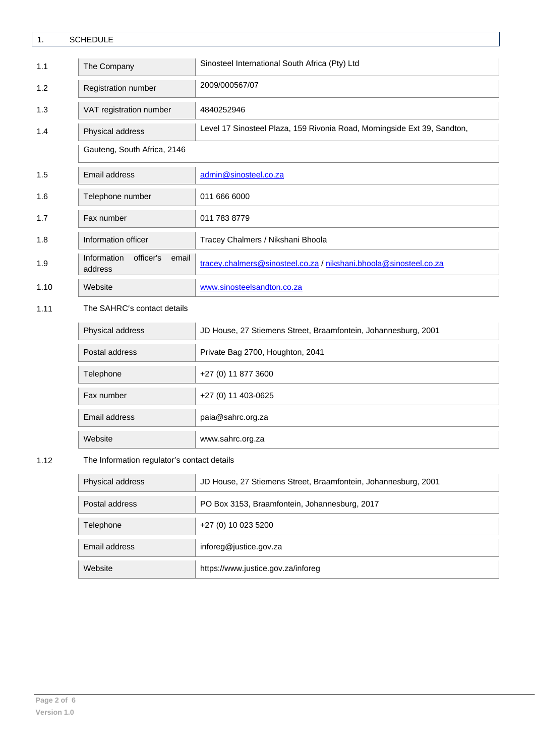# 1. SCHEDULE

| | | |
|---|---|---|
| 1.1 | The Company | Sinosteel International South Africa (Pty) Ltd |
| 1.2 | Registration number | 2009/000567/07 |
| 1.3 | VAT registration number | 4840252946 |
| 1.4 | Physical address | Level 17 Sinosteel Plaza, 159 Rivonia Road, Morningside Ext 39, Sandton, Gauteng, South Africa, 2146 |
| 1.5 | Email address | admin@sinosteel.co.za |
| 1.6 | Telephone number | 011 666 6000 |
| 1.7 | Fax number | 011 783 8779 |
| 1.8 | Information officer | Tracey Chalmers / Nikshani Bhoola |
| 1.9 | Information officer's email address | tracey.chalmers@sinosteel.co.za / nikshani.bhoola@sinosteel.co.za |
| 1.10 | Website | www.sinosteelsandton.co.za |

1.11 The SAHRC's contact details

| | |
|---|---|
| Physical address | JD House, 27 Stiemens Street, Braamfontein, Johannesburg, 2001 |
| Postal address | Private Bag 2700, Houghton, 2041 |
| Telephone | +27 (0) 11 877 3600 |
| Fax number | +27 (0) 11 403-0625 |
| Email address | paia@sahrc.org.za |
| Website | www.sahrc.org.za |

1.12 The Information regulator's contact details

| | |
|---|---|
| Physical address | JD House, 27 Stiemens Street, Braamfontein, Johannesburg, 2001 |
| Postal address | PO Box 3153, Braamfontein, Johannesburg, 2017 |
| Telephone | +27 (0) 10 023 5200 |
| Email address | inforeg@justice.gov.za |
| Website | https://www.justice.gov.za/inforeg |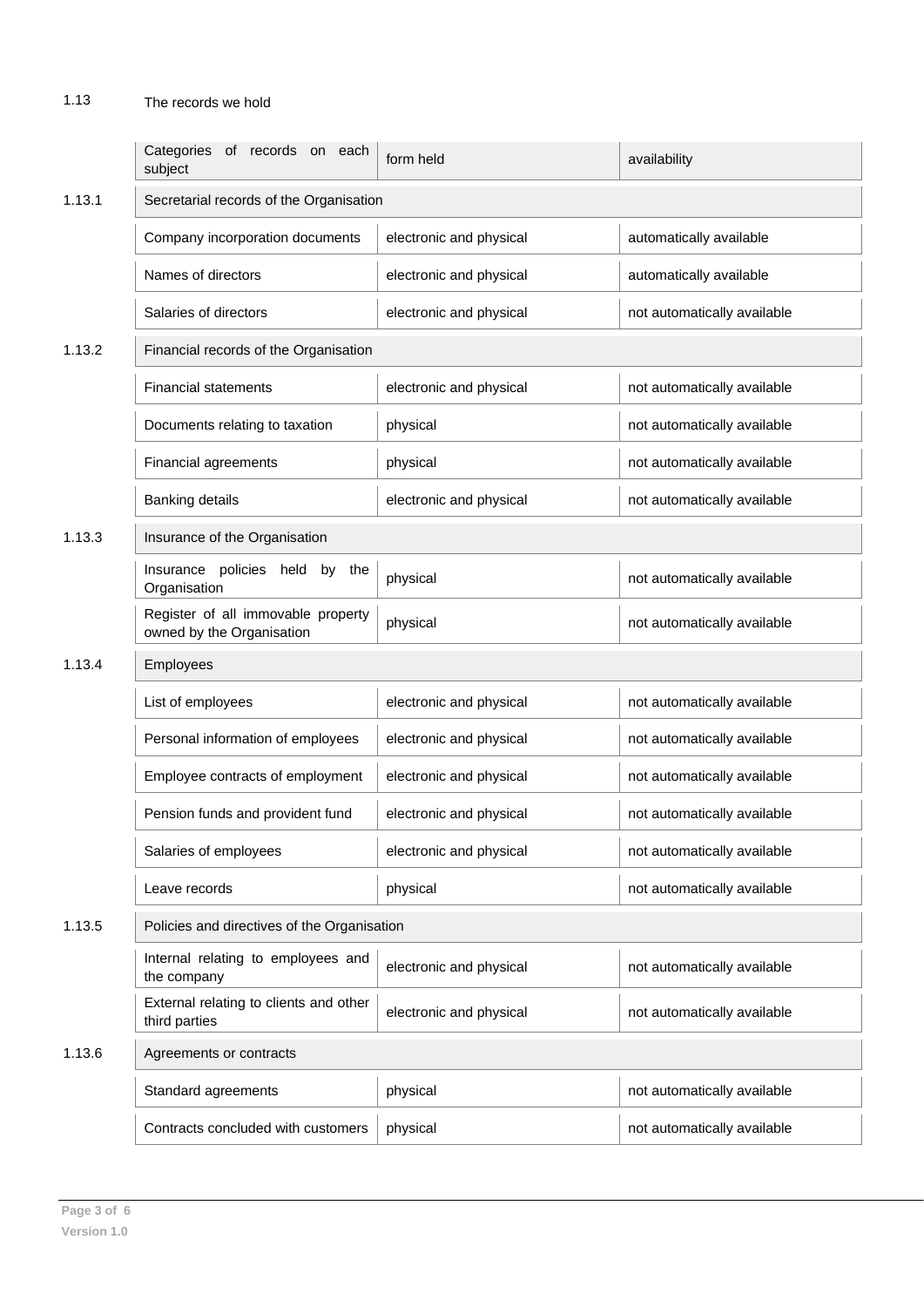## 1.13 The records we hold

| | Categories of records on each subject | form held | availability |
|---|---|---|---|
| 1.13.1 | Secretarial records of the Organisation | | |
| | Company incorporation documents | electronic and physical | automatically available |
| | Names of directors | electronic and physical | automatically available |
| | Salaries of directors | electronic and physical | not automatically available |
| 1.13.2 | Financial records of the Organisation | | |
| | Financial statements | electronic and physical | not automatically available |
| | Documents relating to taxation | physical | not automatically available |
| | Financial agreements | physical | not automatically available |
| | Banking details | electronic and physical | not automatically available |
| 1.13.3 | Insurance of the Organisation | | |
| | Insurance policies held by the Organisation | physical | not automatically available |
| | Register of all immovable property owned by the Organisation | physical | not automatically available |
| 1.13.4 | Employees | | |
| | List of employees | electronic and physical | not automatically available |
| | Personal information of employees | electronic and physical | not automatically available |
| | Employee contracts of employment | electronic and physical | not automatically available |
| | Pension funds and provident fund | electronic and physical | not automatically available |
| | Salaries of employees | electronic and physical | not automatically available |
| | Leave records | physical | not automatically available |
| 1.13.5 | Policies and directives of the Organisation | | |
| | Internal relating to employees and the company | electronic and physical | not automatically available |
| | External relating to clients and other third parties | electronic and physical | not automatically available |
| 1.13.6 | Agreements or contracts | | |
| | Standard agreements | physical | not automatically available |
| | Contracts concluded with customers | physical | not automatically available |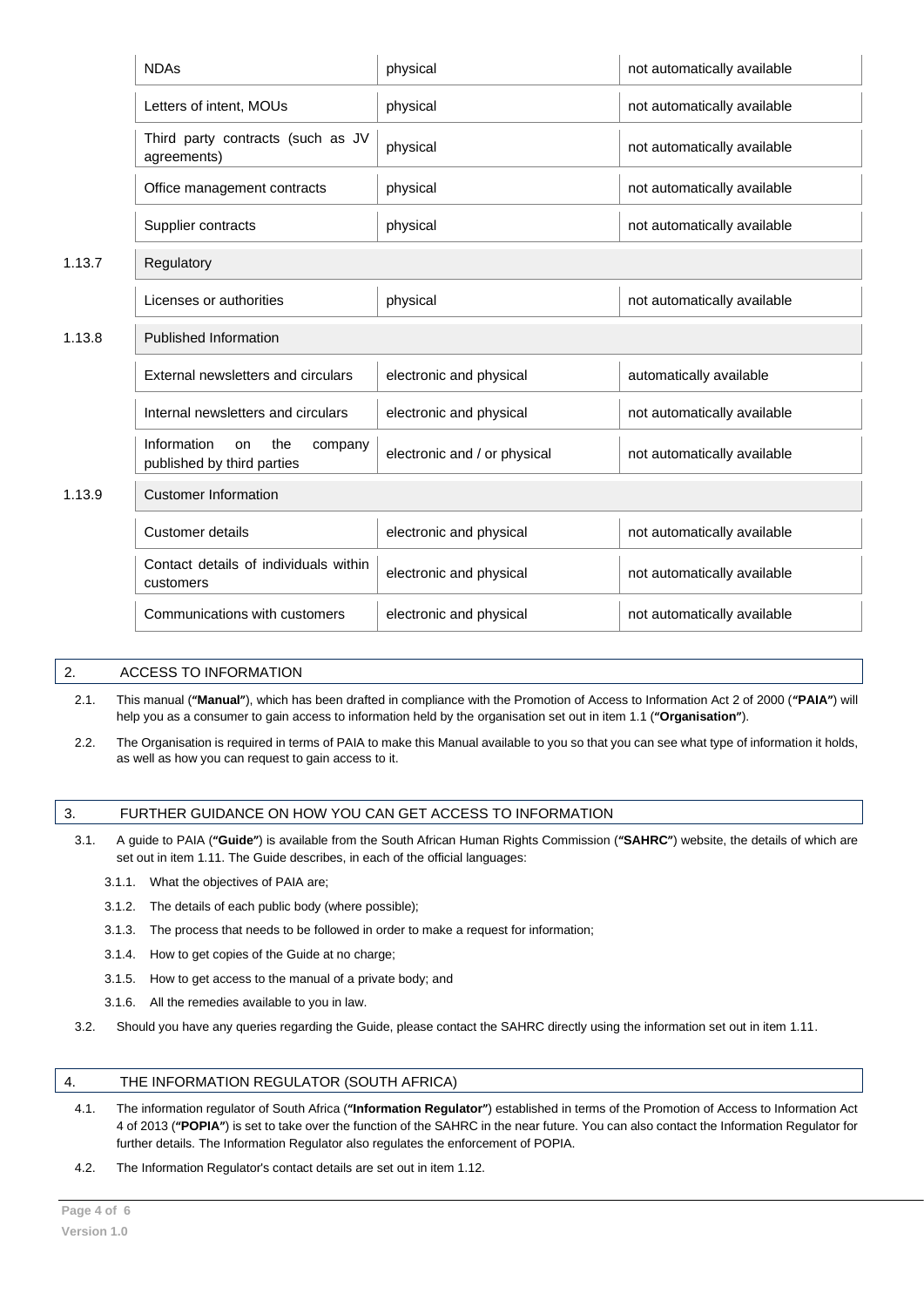| | | | |
|---|---|---|---|
| | NDAs | physical | not automatically available |
| | Letters of intent, MOUs | physical | not automatically available |
| | Third party contracts (such as JV agreements) | physical | not automatically available |
| | Office management contracts | physical | not automatically available |
| | Supplier contracts | physical | not automatically available |
| 1.13.7 | Regulatory | | |
| | Licenses or authorities | physical | not automatically available |
| 1.13.8 | Published Information | | |
| | External newsletters and circulars | electronic and physical | automatically available |
| | Internal newsletters and circulars | electronic and physical | not automatically available |
| | Information on the company published by third parties | electronic and / or physical | not automatically available |
| 1.13.9 | Customer Information | | |
| | Customer details | electronic and physical | not automatically available |
| | Contact details of individuals within customers | electronic and physical | not automatically available |
| | Communications with customers | electronic and physical | not automatically available |

## 2. ACCESS TO INFORMATION

2.1. This manual (**"Manual"**), which has been drafted in compliance with the Promotion of Access to Information Act 2 of 2000 (**"PAIA"**) will help you as a consumer to gain access to information held by the organisation set out in item 1.1 (**"Organisation"**).

2.2. The Organisation is required in terms of PAIA to make this Manual available to you so that you can see what type of information it holds, as well as how you can request to gain access to it.

## 3. FURTHER GUIDANCE ON HOW YOU CAN GET ACCESS TO INFORMATION

3.1. A guide to PAIA (**"Guide"**) is available from the South African Human Rights Commission (**"SAHRC"**) website, the details of which are set out in item 1.11. The Guide describes, in each of the official languages:

3.1.1. What the objectives of PAIA are;

3.1.2. The details of each public body (where possible);

3.1.3. The process that needs to be followed in order to make a request for information;

3.1.4. How to get copies of the Guide at no charge;

3.1.5. How to get access to the manual of a private body; and

3.1.6. All the remedies available to you in law.

3.2. Should you have any queries regarding the Guide, please contact the SAHRC directly using the information set out in item 1.11.

## 4. THE INFORMATION REGULATOR (SOUTH AFRICA)

4.1. The information regulator of South Africa (**"Information Regulator"**) established in terms of the Promotion of Access to Information Act 4 of 2013 (**"POPIA"**) is set to take over the function of the SAHRC in the near future. You can also contact the Information Regulator for further details. The Information Regulator also regulates the enforcement of POPIA.

4.2. The Information Regulator's contact details are set out in item 1.12.

Version 1.0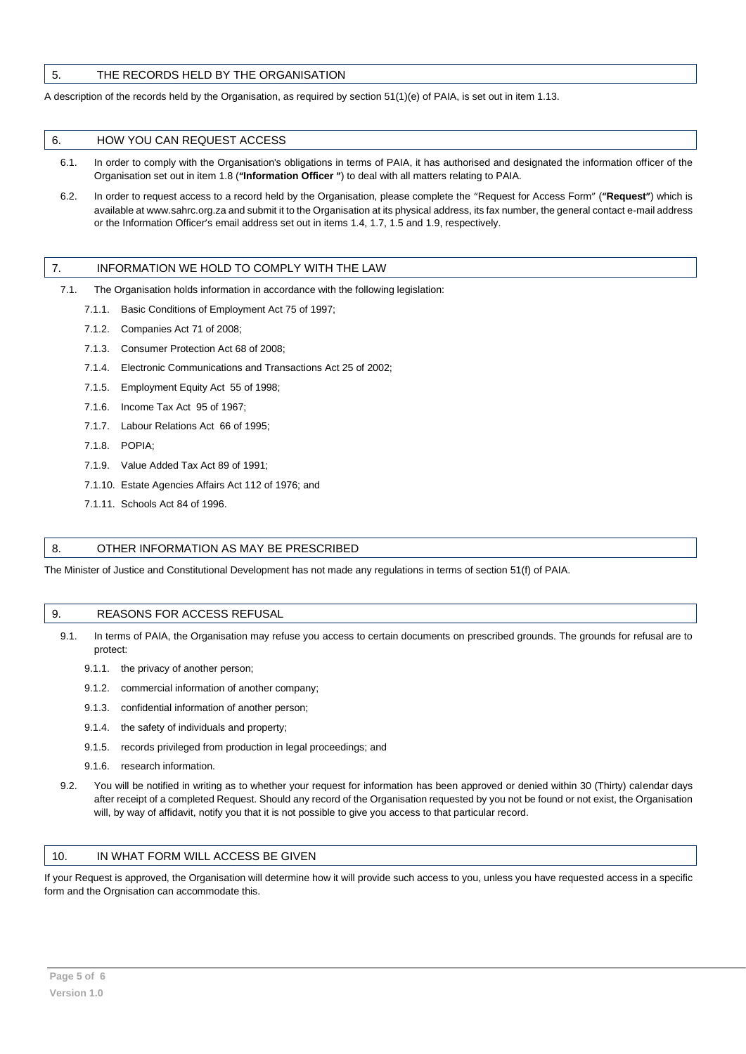## 5. THE RECORDS HELD BY THE ORGANISATION

A description of the records held by the Organisation, as required by section 51(1)(e) of PAIA, is set out in item 1.13.

## 6. HOW YOU CAN REQUEST ACCESS

6.1. In order to comply with the Organisation's obligations in terms of PAIA, it has authorised and designated the information officer of the Organisation set out in item 1.8 (**"Information Officer "**) to deal with all matters relating to PAIA.

6.2. In order to request access to a record held by the Organisation, please complete the "Request for Access Form" (**"Request"**) which is available at www.sahrc.org.za and submit it to the Organisation at its physical address, its fax number, the general contact e-mail address or the Information Officer's email address set out in items 1.4, 1.7, 1.5 and 1.9, respectively.

## 7. INFORMATION WE HOLD TO COMPLY WITH THE LAW

7.1. The Organisation holds information in accordance with the following legislation:

7.1.1. Basic Conditions of Employment Act 75 of 1997;

7.1.2. Companies Act 71 of 2008;

7.1.3. Consumer Protection Act 68 of 2008;

7.1.4. Electronic Communications and Transactions Act 25 of 2002;

7.1.5. Employment Equity Act 55 of 1998;

7.1.6. Income Tax Act 95 of 1967;

7.1.7. Labour Relations Act 66 of 1995;

7.1.8. POPIA;

7.1.9. Value Added Tax Act 89 of 1991;

7.1.10. Estate Agencies Affairs Act 112 of 1976; and

7.1.11. Schools Act 84 of 1996.

## 8. OTHER INFORMATION AS MAY BE PRESCRIBED

The Minister of Justice and Constitutional Development has not made any regulations in terms of section 51(f) of PAIA.

## 9. REASONS FOR ACCESS REFUSAL

9.1. In terms of PAIA, the Organisation may refuse you access to certain documents on prescribed grounds. The grounds for refusal are to protect:

9.1.1. the privacy of another person;

9.1.2. commercial information of another company;

9.1.3. confidential information of another person;

9.1.4. the safety of individuals and property;

9.1.5. records privileged from production in legal proceedings; and

9.1.6. research information.

9.2. You will be notified in writing as to whether your request for information has been approved or denied within 30 (Thirty) calendar days after receipt of a completed Request. Should any record of the Organisation requested by you not be found or not exist, the Organisation will, by way of affidavit, notify you that it is not possible to give you access to that particular record.

## 10. IN WHAT FORM WILL ACCESS BE GIVEN

If your Request is approved, the Organisation will determine how it will provide such access to you, unless you have requested access in a specific form and the Orgnisation can accommodate this.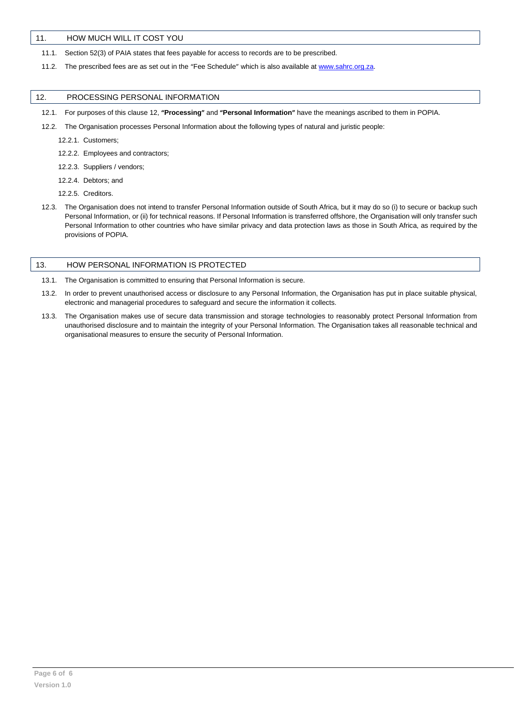## 11. HOW MUCH WILL IT COST YOU

11.1. Section 52(3) of PAIA states that fees payable for access to records are to be prescribed.

11.2. The prescribed fees are as set out in the "Fee Schedule" which is also available at [www.sahrc.org.za](http://www.sahrc.org.za).

## 12. PROCESSING PERSONAL INFORMATION

12.1. For purposes of this clause 12, **"Processing"** and **"Personal Information"** have the meanings ascribed to them in POPIA.

12.2. The Organisation processes Personal Information about the following types of natural and juristic people:

- 12.2.1. Customers;
- 12.2.2. Employees and contractors;
- 12.2.3. Suppliers / vendors;
- 12.2.4. Debtors; and
- 12.2.5. Creditors.

12.3. The Organisation does not intend to transfer Personal Information outside of South Africa, but it may do so (i) to secure or backup such Personal Information, or (ii) for technical reasons. If Personal Information is transferred offshore, the Organisation will only transfer such Personal Information to other countries who have similar privacy and data protection laws as those in South Africa, as required by the provisions of POPIA.

## 13. HOW PERSONAL INFORMATION IS PROTECTED

13.1. The Organisation is committed to ensuring that Personal Information is secure.

13.2. In order to prevent unauthorised access or disclosure to any Personal Information, the Organisation has put in place suitable physical, electronic and managerial procedures to safeguard and secure the information it collects.

13.3. The Organisation makes use of secure data transmission and storage technologies to reasonably protect Personal Information from unauthorised disclosure and to maintain the integrity of your Personal Information. The Organisation takes all reasonable technical and organisational measures to ensure the security of Personal Information.